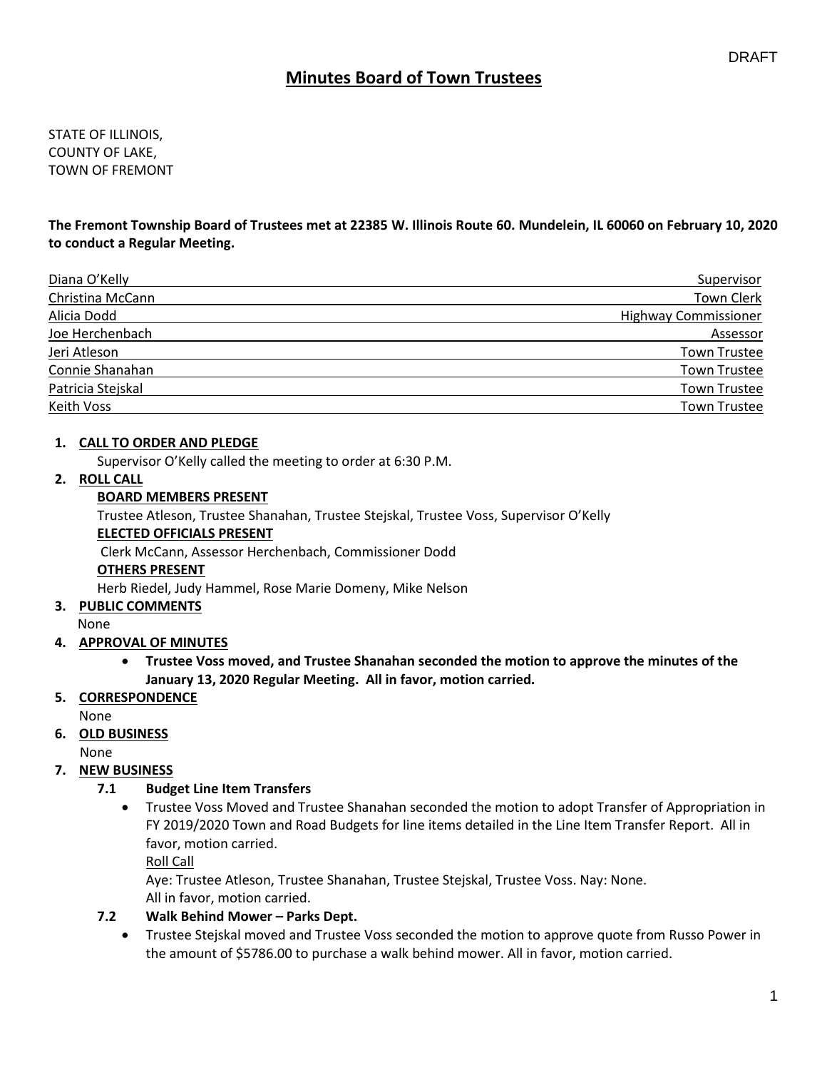DRAFT

# Minutes Board of Town Trustees

STATE OF ILLINOIS,
COUNTY OF LAKE,
TOWN OF FREMONT

**The Fremont Township Board of Trustees met at 22385 W. Illinois Route 60. Mundelein, IL 60060 on February 10, 2020 to conduct a Regular Meeting.**

| Name | Title |
|---|---|
| Diana O'Kelly | Supervisor |
| Christina McCann | Town Clerk |
| Alicia Dodd | Highway Commissioner |
| Joe Herchenbach | Assessor |
| Jeri Atleson | Town Trustee |
| Connie Shanahan | Town Trustee |
| Patricia Stejskal | Town Trustee |
| Keith Voss | Town Trustee |

1. **CALL TO ORDER AND PLEDGE**
   Supervisor O'Kelly called the meeting to order at 6:30 P.M.
2. **ROLL CALL**
   **BOARD MEMBERS PRESENT**
   Trustee Atleson, Trustee Shanahan, Trustee Stejskal, Trustee Voss, Supervisor O'Kelly
   **ELECTED OFFICIALS PRESENT**
   Clerk McCann, Assessor Herchenbach, Commissioner Dodd
   **OTHERS PRESENT**
   Herb Riedel, Judy Hammel, Rose Marie Domeny, Mike Nelson
3. **PUBLIC COMMENTS**
   None
4. **APPROVAL OF MINUTES**
   - **Trustee Voss moved, and Trustee Shanahan seconded the motion to approve the minutes of the January 13, 2020 Regular Meeting. All in favor, motion carried.**
5. **CORRESPONDENCE**
   None
6. **OLD BUSINESS**
   None
7. **NEW BUSINESS**
   **7.1 Budget Line Item Transfers**
   - Trustee Voss Moved and Trustee Shanahan seconded the motion to adopt Transfer of Appropriation in FY 2019/2020 Town and Road Budgets for line items detailed in the Line Item Transfer Report. All in favor, motion carried.
     Roll Call
     Aye: Trustee Atleson, Trustee Shanahan, Trustee Stejskal, Trustee Voss. Nay: None.
     All in favor, motion carried.

   **7.2 Walk Behind Mower – Parks Dept.**
   - Trustee Stejskal moved and Trustee Voss seconded the motion to approve quote from Russo Power in the amount of $5786.00 to purchase a walk behind mower. All in favor, motion carried.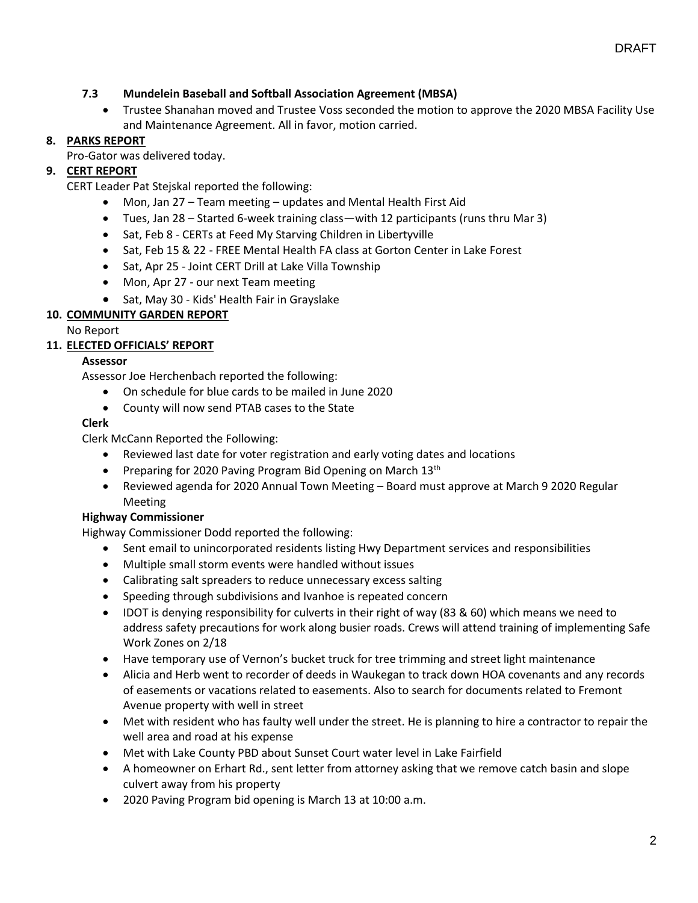DRAFT

**7.3 Mundelein Baseball and Softball Association Agreement (MBSA)**

- Trustee Shanahan moved and Trustee Voss seconded the motion to approve the 2020 MBSA Facility Use and Maintenance Agreement. All in favor, motion carried.

**8. PARKS REPORT**

Pro-Gator was delivered today.

**9. CERT REPORT**

CERT Leader Pat Stejskal reported the following:

- Mon, Jan 27 – Team meeting – updates and Mental Health First Aid
- Tues, Jan 28 – Started 6-week training class—with 12 participants (runs thru Mar 3)
- Sat, Feb 8 - CERTs at Feed My Starving Children in Libertyville
- Sat, Feb 15 & 22 - FREE Mental Health FA class at Gorton Center in Lake Forest
- Sat, Apr 25 - Joint CERT Drill at Lake Villa Township
- Mon, Apr 27 - our next Team meeting
- Sat, May 30 - Kids' Health Fair in Grayslake

**10. COMMUNITY GARDEN REPORT**

No Report

**11. ELECTED OFFICIALS' REPORT**

**Assessor**

Assessor Joe Herchenbach reported the following:

- On schedule for blue cards to be mailed in June 2020
- County will now send PTAB cases to the State

**Clerk**

Clerk McCann Reported the Following:

- Reviewed last date for voter registration and early voting dates and locations
- Preparing for 2020 Paving Program Bid Opening on March 13th
- Reviewed agenda for 2020 Annual Town Meeting – Board must approve at March 9 2020 Regular Meeting

**Highway Commissioner**

Highway Commissioner Dodd reported the following:

- Sent email to unincorporated residents listing Hwy Department services and responsibilities
- Multiple small storm events were handled without issues
- Calibrating salt spreaders to reduce unnecessary excess salting
- Speeding through subdivisions and Ivanhoe is repeated concern
- IDOT is denying responsibility for culverts in their right of way (83 & 60) which means we need to address safety precautions for work along busier roads. Crews will attend training of implementing Safe Work Zones on 2/18
- Have temporary use of Vernon's bucket truck for tree trimming and street light maintenance
- Alicia and Herb went to recorder of deeds in Waukegan to track down HOA covenants and any records of easements or vacations related to easements. Also to search for documents related to Fremont Avenue property with well in street
- Met with resident who has faulty well under the street. He is planning to hire a contractor to repair the well area and road at his expense
- Met with Lake County PBD about Sunset Court water level in Lake Fairfield
- A homeowner on Erhart Rd., sent letter from attorney asking that we remove catch basin and slope culvert away from his property
- 2020 Paving Program bid opening is March 13 at 10:00 a.m.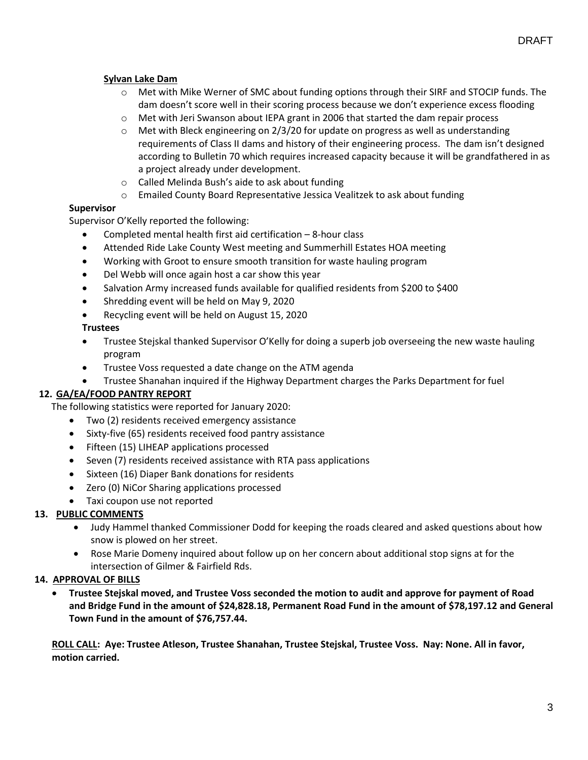DRAFT

**Sylvan Lake Dam**

- Met with Mike Werner of SMC about funding options through their SIRF and STOCIP funds. The dam doesn't score well in their scoring process because we don't experience excess flooding
- Met with Jeri Swanson about IEPA grant in 2006 that started the dam repair process
- Met with Bleck engineering on 2/3/20 for update on progress as well as understanding requirements of Class II dams and history of their engineering process. The dam isn't designed according to Bulletin 70 which requires increased capacity because it will be grandfathered in as a project already under development.
- Called Melinda Bush's aide to ask about funding
- Emailed County Board Representative Jessica Vealitzek to ask about funding

**Supervisor**

Supervisor O'Kelly reported the following:

- Completed mental health first aid certification – 8-hour class
- Attended Ride Lake County West meeting and Summerhill Estates HOA meeting
- Working with Groot to ensure smooth transition for waste hauling program
- Del Webb will once again host a car show this year
- Salvation Army increased funds available for qualified residents from $200 to $400
- Shredding event will be held on May 9, 2020
- Recycling event will be held on August 15, 2020

**Trustees**

- Trustee Stejskal thanked Supervisor O'Kelly for doing a superb job overseeing the new waste hauling program
- Trustee Voss requested a date change on the ATM agenda
- Trustee Shanahan inquired if the Highway Department charges the Parks Department for fuel

**12. GA/EA/FOOD PANTRY REPORT**

The following statistics were reported for January 2020:

- Two (2) residents received emergency assistance
- Sixty-five (65) residents received food pantry assistance
- Fifteen (15) LIHEAP applications processed
- Seven (7) residents received assistance with RTA pass applications
- Sixteen (16) Diaper Bank donations for residents
- Zero (0) NiCor Sharing applications processed
- Taxi coupon use not reported

**13. PUBLIC COMMENTS**

- Judy Hammel thanked Commissioner Dodd for keeping the roads cleared and asked questions about how snow is plowed on her street.
- Rose Marie Domeny inquired about follow up on her concern about additional stop signs at for the intersection of Gilmer & Fairfield Rds.

**14. APPROVAL OF BILLS**

- **Trustee Stejskal moved, and Trustee Voss seconded the motion to audit and approve for payment of Road and Bridge Fund in the amount of $24,828.18, Permanent Road Fund in the amount of $78,197.12 and General Town Fund in the amount of $76,757.44.**

**ROLL CALL: Aye: Trustee Atleson, Trustee Shanahan, Trustee Stejskal, Trustee Voss. Nay: None. All in favor, motion carried.**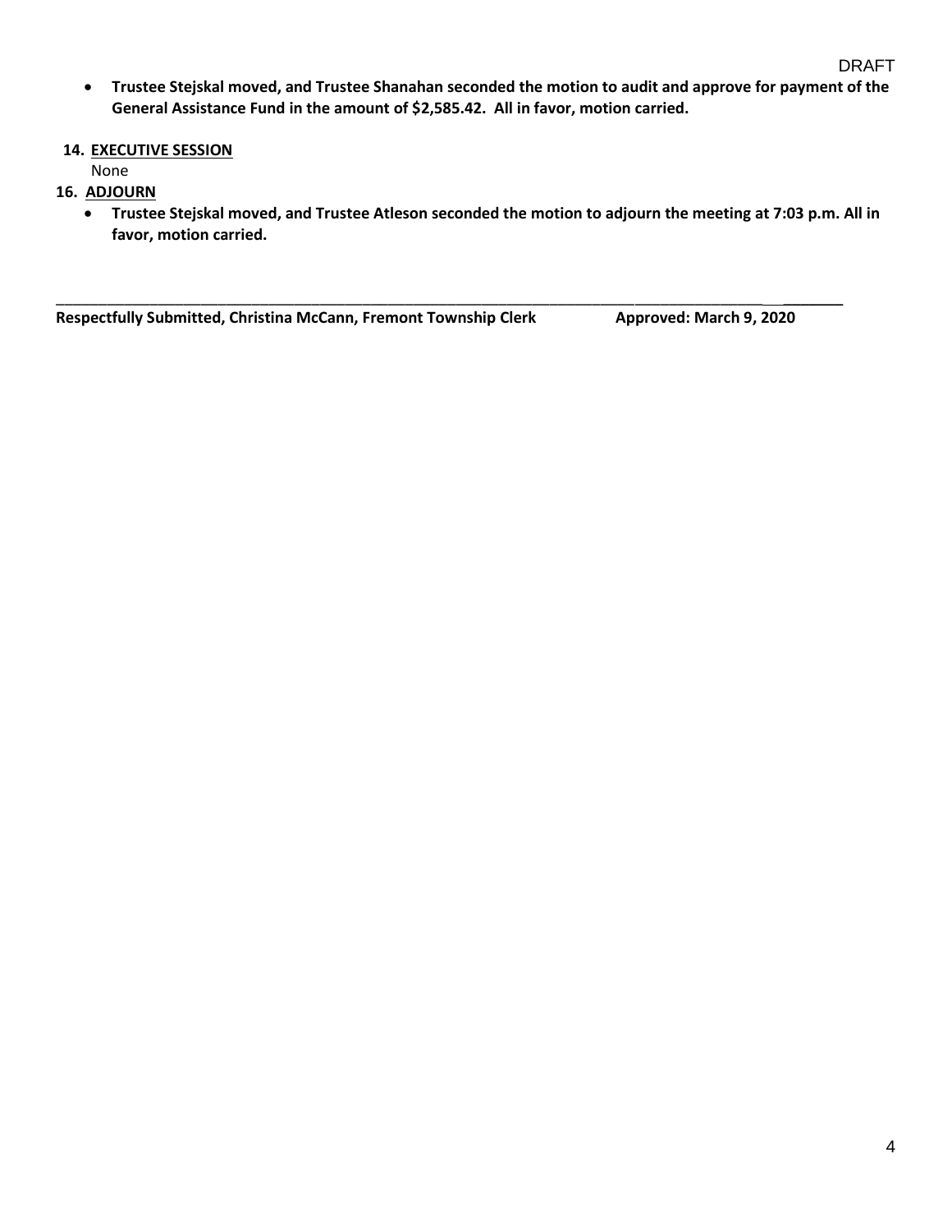- **Trustee Stejskal moved, and Trustee Shanahan seconded the motion to audit and approve for payment of the General Assistance Fund in the amount of $2,585.42. All in favor, motion carried.**

**14. EXECUTIVE SESSION**

None

**16. ADJOURN**

- **Trustee Stejskal moved, and Trustee Atleson seconded the motion to adjourn the meeting at 7:03 p.m. All in favor, motion carried.**

___________________________________________________________________________________________

**Respectfully Submitted, Christina McCann, Fremont Township Clerk** **Approved: March 9, 2020**